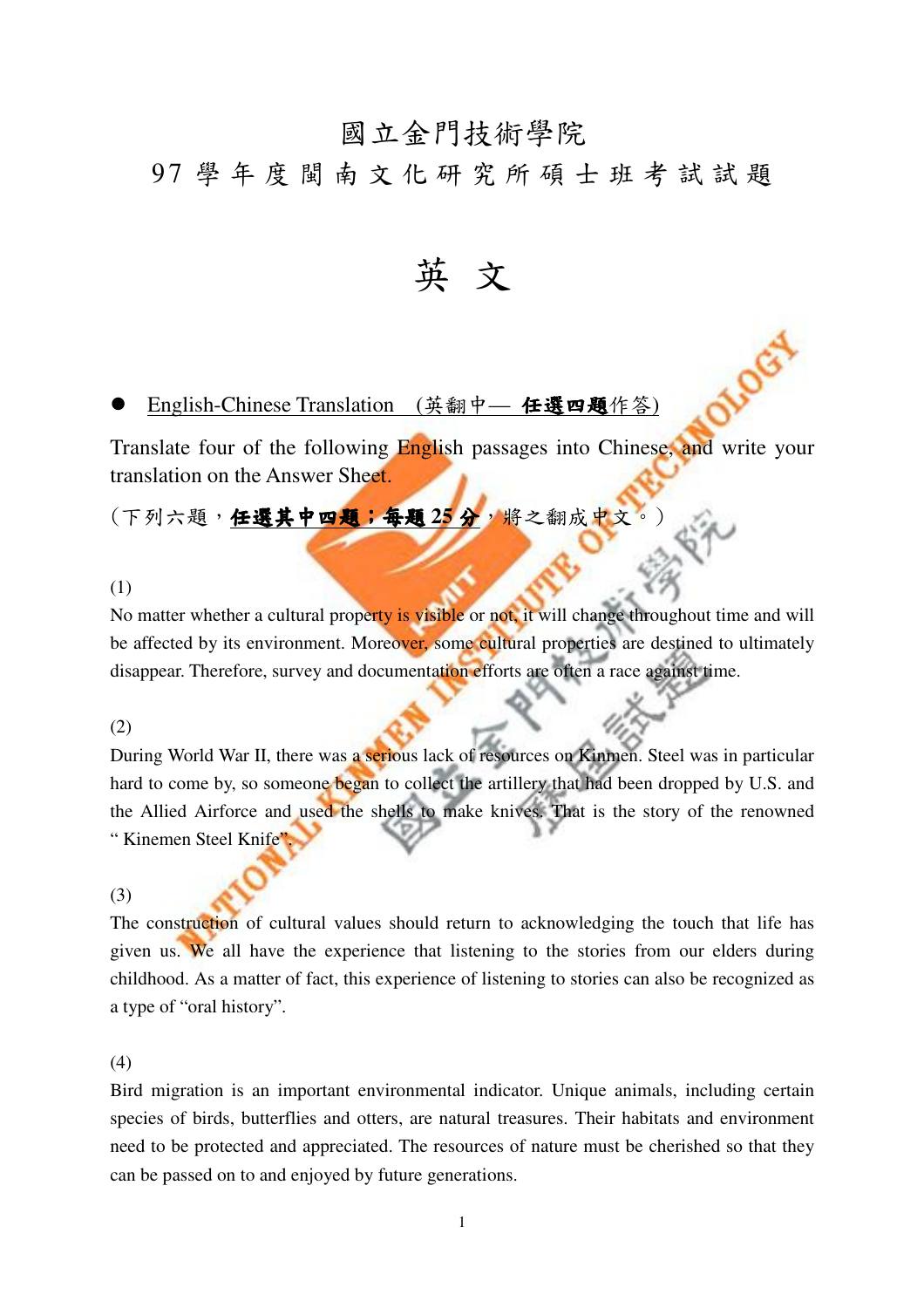# 國立金門技術學院

## 97 學年度閩南文化研究所碩士班考試試題

# 英 文

- English-Chinese Translation　(英翻中— **任選四題**作答)

Translate four of the following English passages into Chinese, and write your translation on the Answer Sheet.

（下列六題，**任選其中四題；每題 25 分**，將之翻成中文。）

(1)

No matter whether a cultural property is visible or not, it will change throughout time and will be affected by its environment. Moreover, some cultural properties are destined to ultimately disappear. Therefore, survey and documentation efforts are often a race against time.

(2)

During World War II, there was a serious lack of resources on Kinmen. Steel was in particular hard to come by, so someone began to collect the artillery that had been dropped by U.S. and the Allied Airforce and used the shells to make knives. That is the story of the renowned " Kinemen Steel Knife".

(3)

The construction of cultural values should return to acknowledging the touch that life has given us. We all have the experience that listening to the stories from our elders during childhood. As a matter of fact, this experience of listening to stories can also be recognized as a type of "oral history".

(4)

Bird migration is an important environmental indicator. Unique animals, including certain species of birds, butterflies and otters, are natural treasures. Their habitats and environment need to be protected and appreciated. The resources of nature must be cherished so that they can be passed on to and enjoyed by future generations.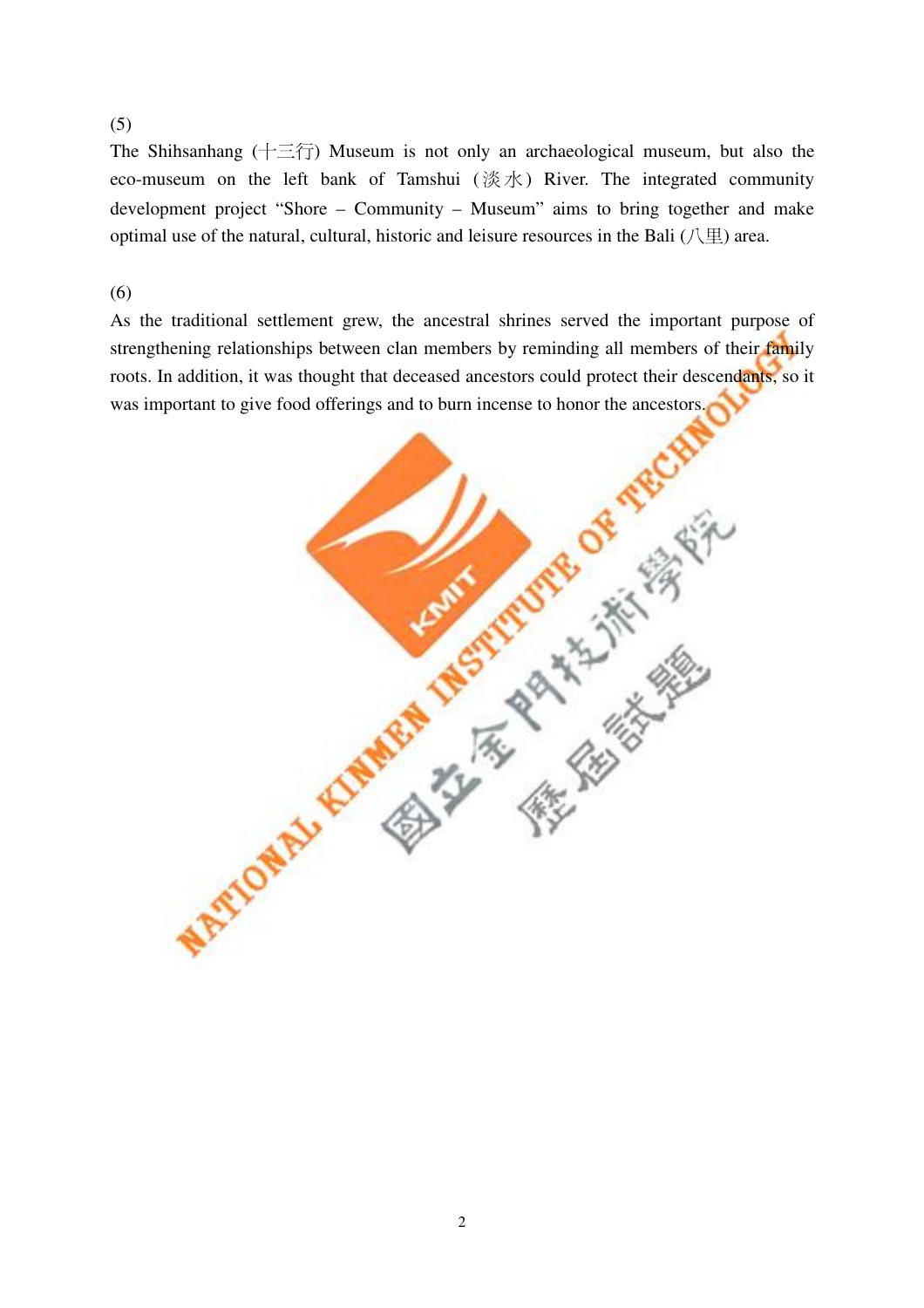(5)

The Shihsanhang (十三行) Museum is not only an archaeological museum, but also the eco-museum on the left bank of Tamshui (淡水) River. The integrated community development project "Shore – Community – Museum" aims to bring together and make optimal use of the natural, cultural, historic and leisure resources in the Bali (八里) area.

(6)

As the traditional settlement grew, the ancestral shrines served the important purpose of strengthening relationships between clan members by reminding all members of their family roots. In addition, it was thought that deceased ancestors could protect their descendants, so it was important to give food offerings and to burn incense to honor the ancestors.